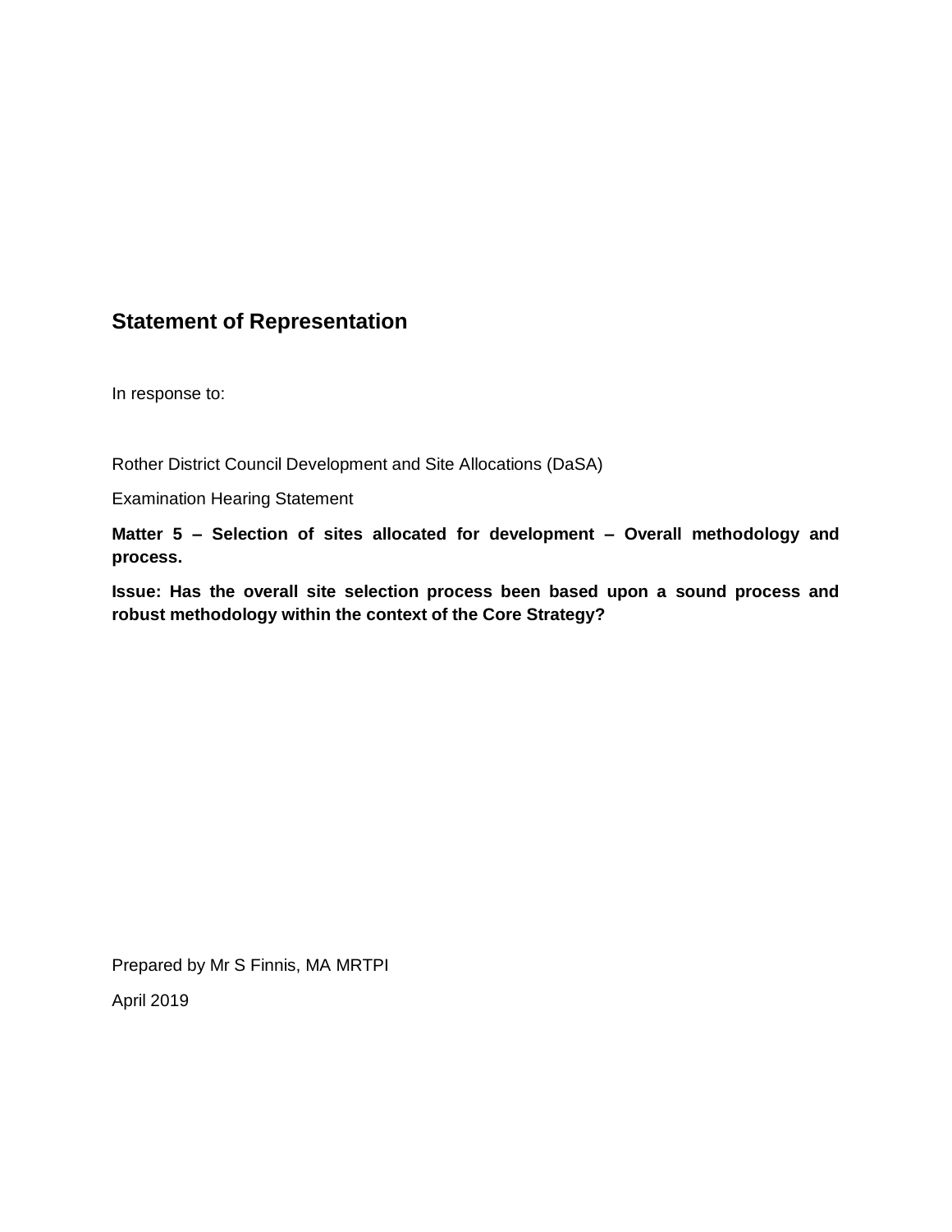# Statement of Representation

In response to:

Rother District Council Development and Site Allocations (DaSA)

Examination Hearing Statement

**Matter 5 – Selection of sites allocated for development – Overall methodology and process.**

**Issue: Has the overall site selection process been based upon a sound process and robust methodology within the context of the Core Strategy?**

Prepared by Mr S Finnis, MA MRTPI

April 2019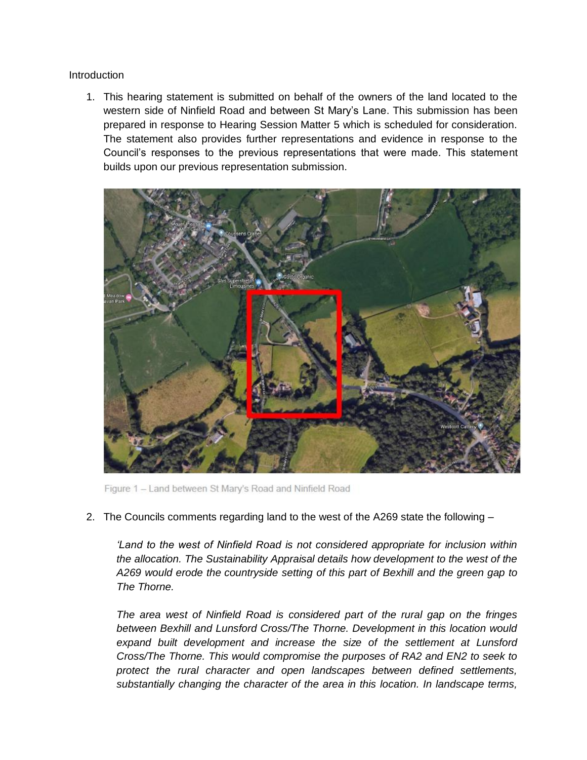Introduction

1. This hearing statement is submitted on behalf of the owners of the land located to the western side of Ninfield Road and between St Mary's Lane. This submission has been prepared in response to Hearing Session Matter 5 which is scheduled for consideration. The statement also provides further representations and evidence in response to the Council's responses to the previous representations that were made. This statement builds upon our previous representation submission.

Figure 1 – Land between St Mary's Road and Ninfield Road

2. The Councils comments regarding land to the west of the A269 state the following –

   *'Land to the west of Ninfield Road is not considered appropriate for inclusion within the allocation. The Sustainability Appraisal details how development to the west of the A269 would erode the countryside setting of this part of Bexhill and the green gap to The Thorne.*

   *The area west of Ninfield Road is considered part of the rural gap on the fringes between Bexhill and Lunsford Cross/The Thorne. Development in this location would expand built development and increase the size of the settlement at Lunsford Cross/The Thorne. This would compromise the purposes of RA2 and EN2 to seek to protect the rural character and open landscapes between defined settlements, substantially changing the character of the area in this location. In landscape terms,*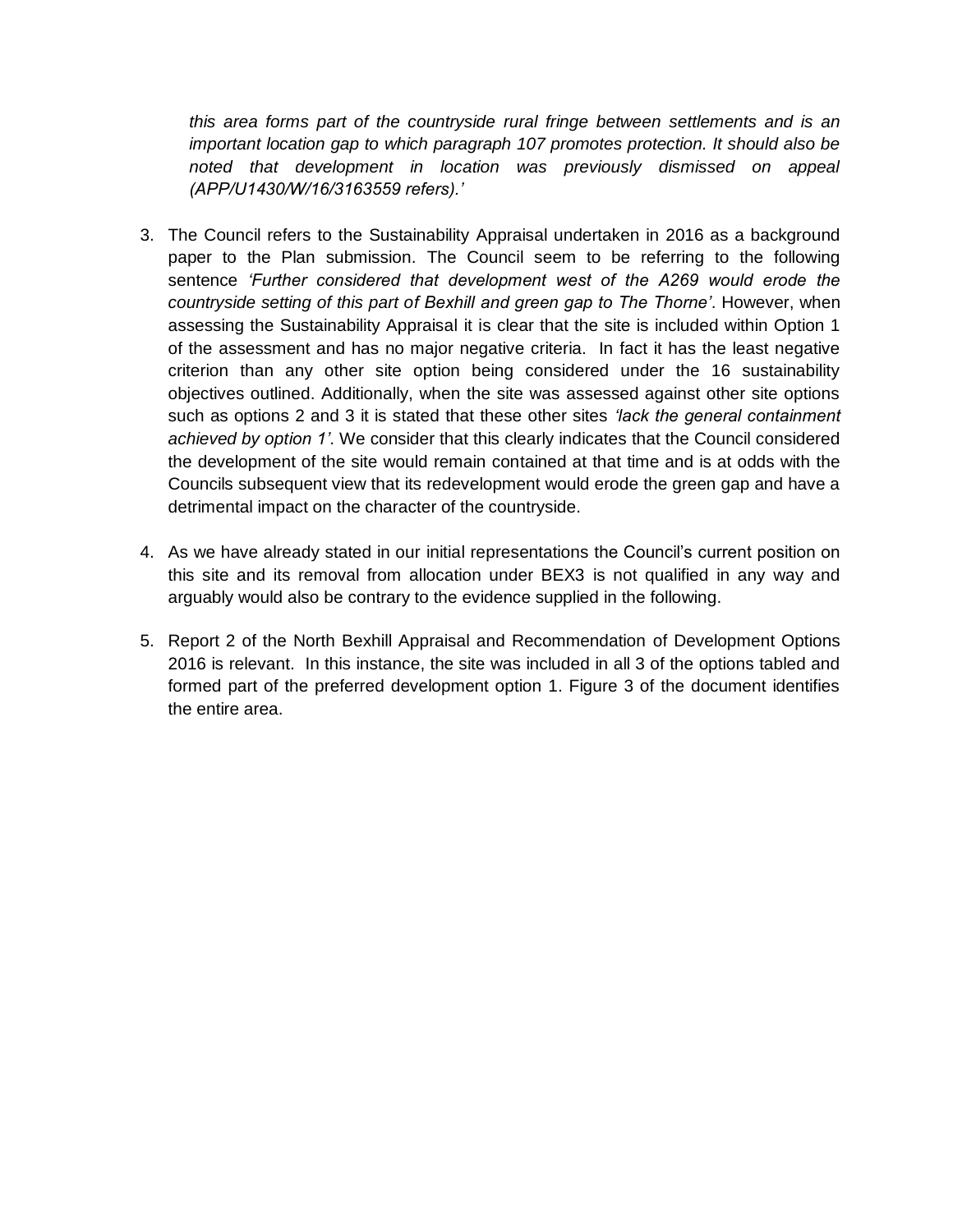*this area forms part of the countryside rural fringe between settlements and is an important location gap to which paragraph 107 promotes protection. It should also be noted that development in location was previously dismissed on appeal (APP/U1430/W/16/3163559 refers).'*

3. The Council refers to the Sustainability Appraisal undertaken in 2016 as a background paper to the Plan submission. The Council seem to be referring to the following sentence *'Further considered that development west of the A269 would erode the countryside setting of this part of Bexhill and green gap to The Thorne'*. However, when assessing the Sustainability Appraisal it is clear that the site is included within Option 1 of the assessment and has no major negative criteria. In fact it has the least negative criterion than any other site option being considered under the 16 sustainability objectives outlined. Additionally, when the site was assessed against other site options such as options 2 and 3 it is stated that these other sites *'lack the general containment achieved by option 1'*. We consider that this clearly indicates that the Council considered the development of the site would remain contained at that time and is at odds with the Councils subsequent view that its redevelopment would erode the green gap and have a detrimental impact on the character of the countryside.

4. As we have already stated in our initial representations the Council's current position on this site and its removal from allocation under BEX3 is not qualified in any way and arguably would also be contrary to the evidence supplied in the following.

5. Report 2 of the North Bexhill Appraisal and Recommendation of Development Options 2016 is relevant. In this instance, the site was included in all 3 of the options tabled and formed part of the preferred development option 1. Figure 3 of the document identifies the entire area.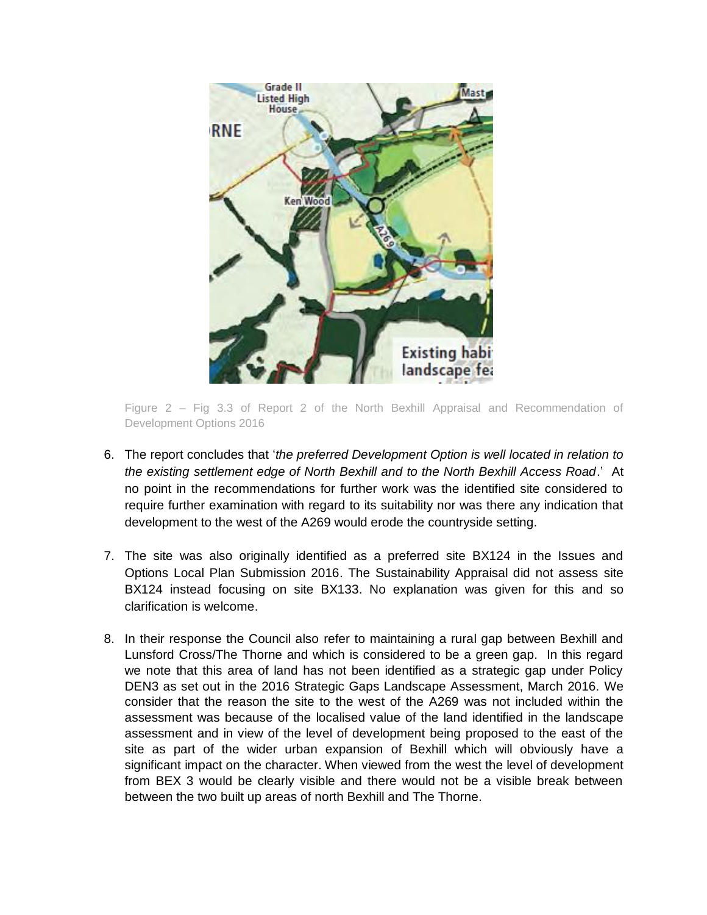Figure 2 – Fig 3.3 of Report 2 of the North Bexhill Appraisal and Recommendation of Development Options 2016

6. The report concludes that '*the preferred Development Option is well located in relation to the existing settlement edge of North Bexhill and to the North Bexhill Access Road*.' At no point in the recommendations for further work was the identified site considered to require further examination with regard to its suitability nor was there any indication that development to the west of the A269 would erode the countryside setting.

7. The site was also originally identified as a preferred site BX124 in the Issues and Options Local Plan Submission 2016. The Sustainability Appraisal did not assess site BX124 instead focusing on site BX133. No explanation was given for this and so clarification is welcome.

8. In their response the Council also refer to maintaining a rural gap between Bexhill and Lunsford Cross/The Thorne and which is considered to be a green gap. In this regard we note that this area of land has not been identified as a strategic gap under Policy DEN3 as set out in the 2016 Strategic Gaps Landscape Assessment, March 2016. We consider that the reason the site to the west of the A269 was not included within the assessment was because of the localised value of the land identified in the landscape assessment and in view of the level of development being proposed to the east of the site as part of the wider urban expansion of Bexhill which will obviously have a significant impact on the character. When viewed from the west the level of development from BEX 3 would be clearly visible and there would not be a visible break between between the two built up areas of north Bexhill and The Thorne.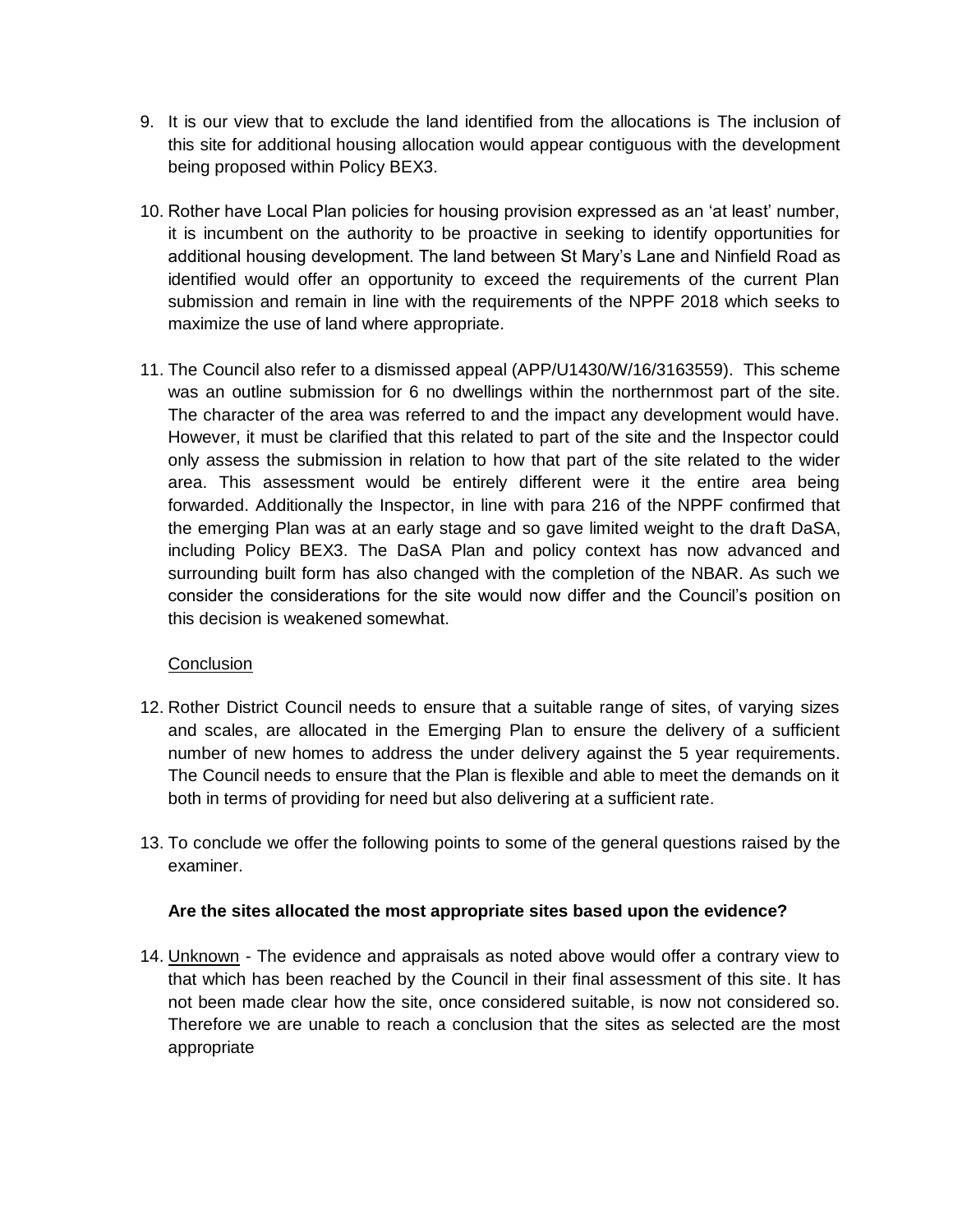9. It is our view that to exclude the land identified from the allocations is The inclusion of this site for additional housing allocation would appear contiguous with the development being proposed within Policy BEX3.

10. Rother have Local Plan policies for housing provision expressed as an 'at least' number, it is incumbent on the authority to be proactive in seeking to identify opportunities for additional housing development. The land between St Mary's Lane and Ninfield Road as identified would offer an opportunity to exceed the requirements of the current Plan submission and remain in line with the requirements of the NPPF 2018 which seeks to maximize the use of land where appropriate.

11. The Council also refer to a dismissed appeal (APP/U1430/W/16/3163559). This scheme was an outline submission for 6 no dwellings within the northernmost part of the site. The character of the area was referred to and the impact any development would have. However, it must be clarified that this related to part of the site and the Inspector could only assess the submission in relation to how that part of the site related to the wider area. This assessment would be entirely different were it the entire area being forwarded. Additionally the Inspector, in line with para 216 of the NPPF confirmed that the emerging Plan was at an early stage and so gave limited weight to the draft DaSA, including Policy BEX3. The DaSA Plan and policy context has now advanced and surrounding built form has also changed with the completion of the NBAR. As such we consider the considerations for the site would now differ and the Council's position on this decision is weakened somewhat.

Conclusion

12. Rother District Council needs to ensure that a suitable range of sites, of varying sizes and scales, are allocated in the Emerging Plan to ensure the delivery of a sufficient number of new homes to address the under delivery against the 5 year requirements. The Council needs to ensure that the Plan is flexible and able to meet the demands on it both in terms of providing for need but also delivering at a sufficient rate.

13. To conclude we offer the following points to some of the general questions raised by the examiner.

**Are the sites allocated the most appropriate sites based upon the evidence?**

14. Unknown - The evidence and appraisals as noted above would offer a contrary view to that which has been reached by the Council in their final assessment of this site. It has not been made clear how the site, once considered suitable, is now not considered so. Therefore we are unable to reach a conclusion that the sites as selected are the most appropriate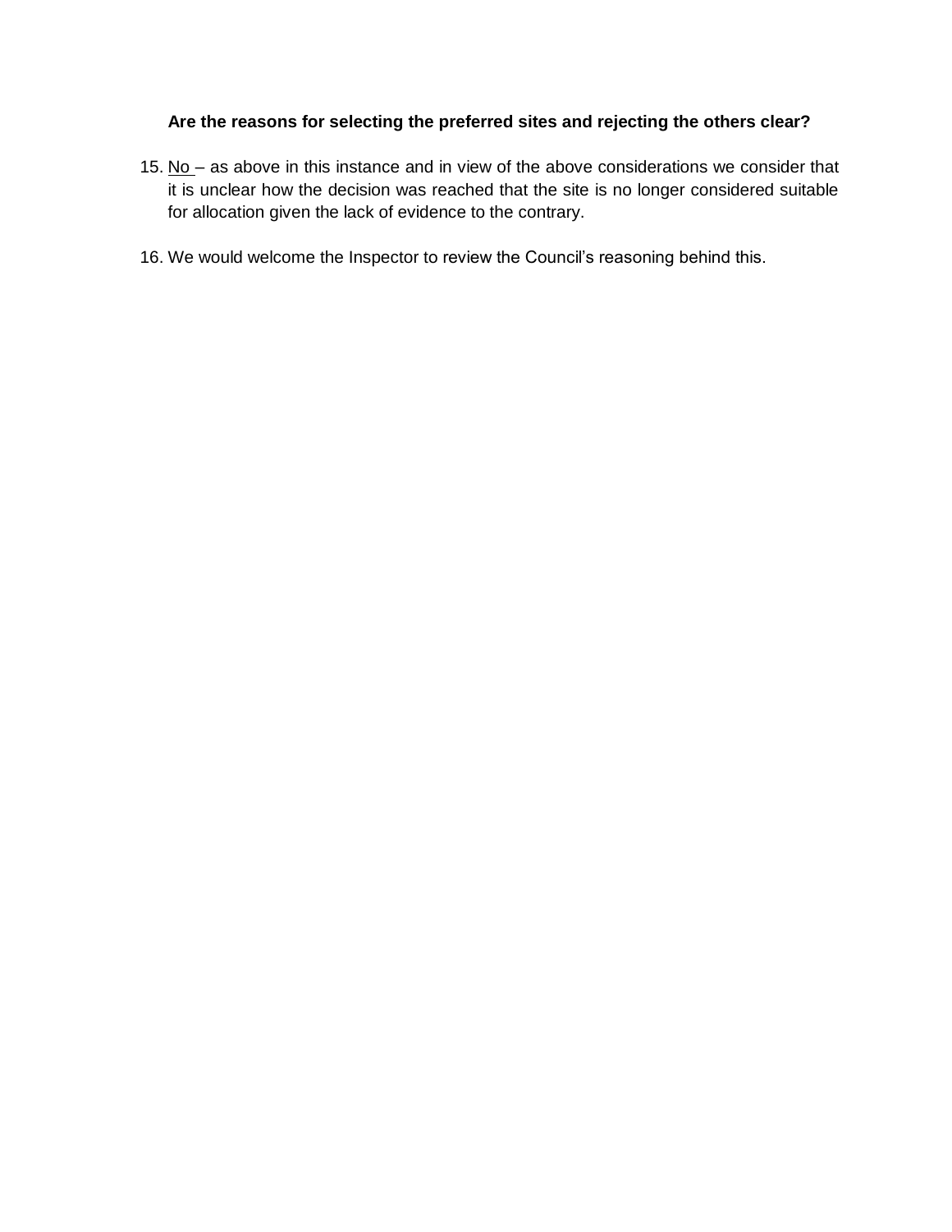**Are the reasons for selecting the preferred sites and rejecting the others clear?**

15. No – as above in this instance and in view of the above considerations we consider that it is unclear how the decision was reached that the site is no longer considered suitable for allocation given the lack of evidence to the contrary.

16. We would welcome the Inspector to review the Council's reasoning behind this.